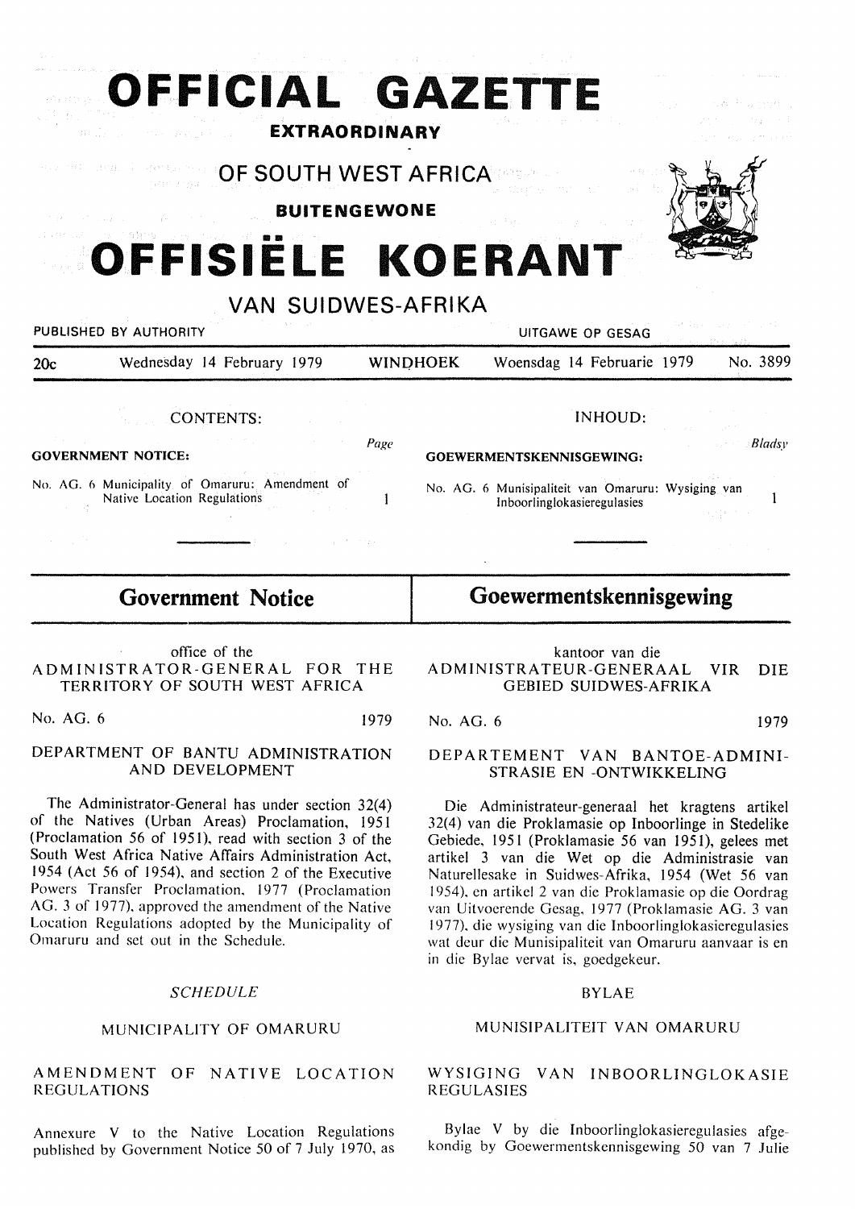# OFFICIAL GAZETTE

**EXTRAORDINARY**

## OF SOUTH WEST AFRICA

**BUITENGEWONE**

# OFFISIËLE KOERANT

## VAN SUIDWES-AFRIKA

PUBLISHED BY AUTHORITY — UITGAWE OP GESAG

20c — Wednesday 14 February 1979 — WINDHOEK — Woensdag 14 Februarie 1979 — No. 3899

**CONTENTS:**

| | Page |
|---|---|
| **GOVERNMENT NOTICE:** | |
| No. AG. 6 Municipality of Omaruru: Amendment of Native Location Regulations | 1 |

**INHOUD:**

| | Bladsy |
|---|---|
| **GOEWERMENTSKENNISGEWING:** | |
| No. AG. 6 Munisipaliteit van Omaruru: Wysiging van Inboorlinglokasieregulasies | 1 |

## Government Notice

office of the
ADMINISTRATOR-GENERAL FOR THE TERRITORY OF SOUTH WEST AFRICA

No. AG. 6 — 1979

DEPARTMENT OF BANTU ADMINISTRATION AND DEVELOPMENT

The Administrator-General has under section 32(4) of the Natives (Urban Areas) Proclamation, 1951 (Proclamation 56 of 1951), read with section 3 of the South West Africa Native Affairs Administration Act, 1954 (Act 56 of 1954), and section 2 of the Executive Powers Transfer Proclamation, 1977 (Proclamation AG. 3 of 1977), approved the amendment of the Native Location Regulations adopted by the Municipality of Omaruru and set out in the Schedule.

*SCHEDULE*

MUNICIPALITY OF OMARURU

AMENDMENT OF NATIVE LOCATION REGULATIONS

Annexure V to the Native Location Regulations published by Government Notice 50 of 7 July 1970, as

## Goewermentskennisgewing

kantoor van die
ADMINISTRATEUR-GENERAAL VIR DIE GEBIED SUIDWES-AFRIKA

No. AG. 6 — 1979

DEPARTEMENT VAN BANTOE-ADMINISTRASIE EN -ONTWIKKELING

Die Administrateur-generaal het kragtens artikel 32(4) van die Proklamasie op Inboorlinge in Stedelike Gebiede, 1951 (Proklamasie 56 van 1951), gelees met artikel 3 van die Wet op die Administrasie van Naturellesake in Suidwes-Afrika, 1954 (Wet 56 van 1954), en artikel 2 van die Proklamasie op die Oordrag van Uitvoerende Gesag, 1977 (Proklamasie AG. 3 van 1977), die wysiging van die Inboorlinglokasieregulasies wat deur die Munisipaliteit van Omaruru aanvaar is en in die Bylae vervat is, goedgekeur.

BYLAE

MUNISIPALITEIT VAN OMARURU

WYSIGING VAN INBOORLINGLOKASIE REGULASIES

Bylae V by die Inboorlinglokasieregulasies afgekondig by Goewermentskennisgewing 50 van 7 Julie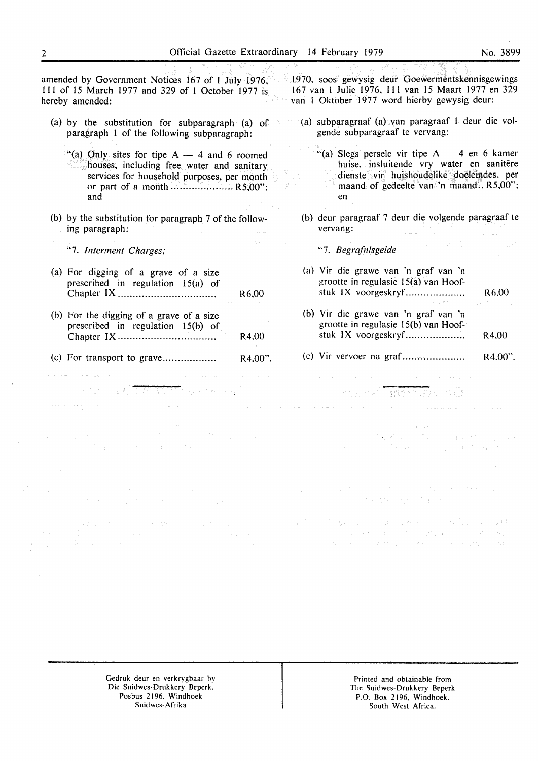amended by Government Notices 167 of 1 July 1976, 111 of 15 March 1977 and 329 of 1 October 1977 is hereby amended:

(a) by the substitution for subparagraph (a) of paragraph 1 of the following subparagraph:

"(a) Only sites for tipe A — 4 and 6 roomed houses, including free water and sanitary services for household purposes, per month or part of a month .................... R5,00"; and

(b) by the substitution for paragraph 7 of the following paragraph:

"7. *Interment Charges;*

| | |
|---|---|
| (a) For digging of a grave of a size prescribed in regulation 15(a) of Chapter IX ................................ | R6,00 |
| (b) For the digging of a grave of a size prescribed in regulation 15(b) of Chapter IX ................................ | R4,00 |
| (c) For transport to grave.................. | R4,00". |

1970, soos gewysig deur Goewermentskennisgewings 167 van 1 Julie 1976, 111 van 15 Maart 1977 en 329 van 1 Oktober 1977 word hierby gewysig deur:

(a) subparagraaf (a) van paragraaf 1 deur die volgende subparagraaf te vervang:

"(a) Slegs persele vir tipe A — 4 en 6 kamer huise, insluitende vry water en sanitêre dienste vir huishoudelike doeleindes, per maand of gedeelte van 'n maand.. R5,00"; en

(b) deur paragraaf 7 deur die volgende paragraaf te vervang:

"7. *Begrafnisgelde*

| | |
|---|---|
| (a) Vir die grawe van 'n graf van 'n grootte in regulasie 15(a) van Hoofstuk IX voorgeskryf.................... | R6,00 |
| (b) Vir die grawe van 'n graf van 'n grootte in regulasie 15(b) van Hoofstuk IX voorgeskryf.................... | R4,00 |
| (c) Vir vervoer na graf..................... | R4,00". |

Gedruk deur en verkrygbaar by Die Suidwes-Drukkery Beperk, Posbus 2196, Windhoek Suidwes-Afrika

Printed and obtainable from The Suidwes-Drukkery Beperk P.O. Box 2196, Windhoek. South West Africa.